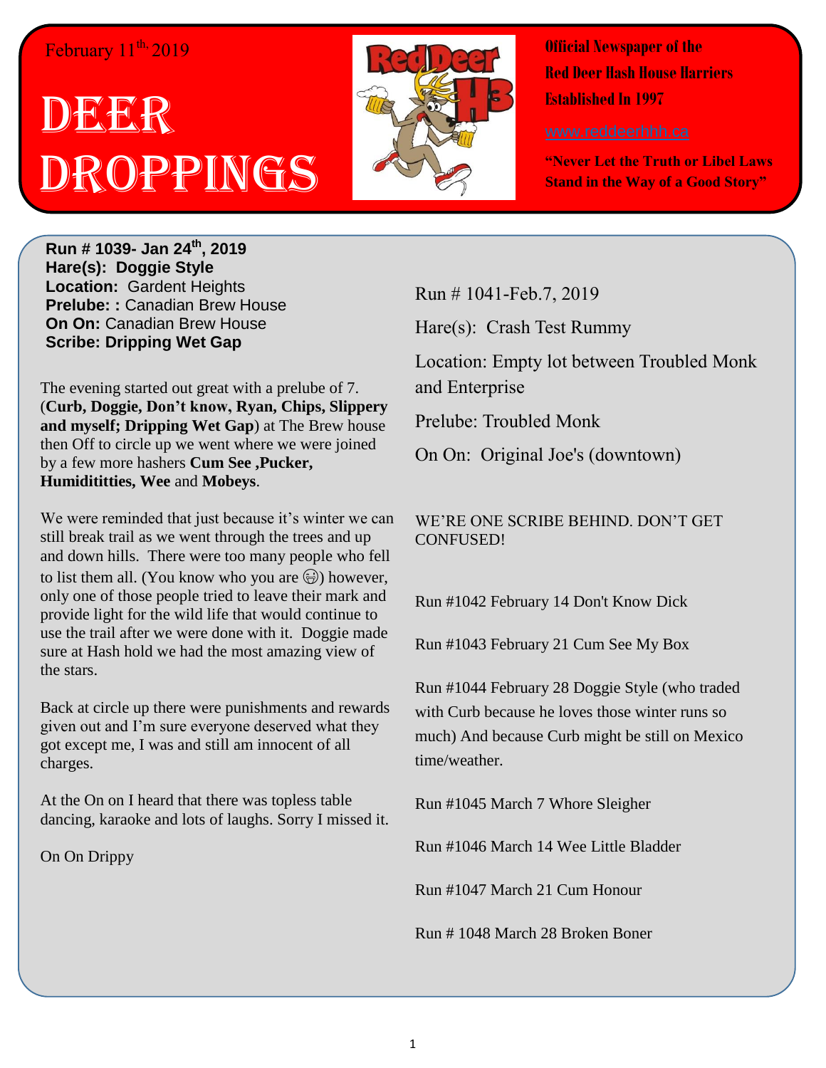February 11th, 2019

# DEER DROPPINGS

**Official Newspaper of the Red Deer Hash House Harriers Established In 1997**

www.reddeerhhh.ca

**"Never Let the Truth or Libel Laws Stand in the Way of a Good Story"**

**Run # 1039- Jan 24th, 2019**
**Hare(s): Doggie Style**
**Location:** Gardent Heights
**Prelude: :** Canadian Brew House
**On On:** Canadian Brew House
**Scribe: Dripping Wet Gap**

The evening started out great with a prelude of 7. (**Curb, Doggie, Don't know, Ryan, Chips, Slippery and myself; Dripping Wet Gap**) at The Brew house then Off to circle up we went where we were joined by a few more hashers **Cum See ,Pucker, Humidititties, Wee** and **Mobeys**.

We were reminded that just because it's winter we can still break trail as we went through the trees and up and down hills. There were too many people who fell to list them all. (You know who you are 😂) however, only one of those people tried to leave their mark and provide light for the wild life that would continue to use the trail after we were done with it. Doggie made sure at Hash hold we had the most amazing view of the stars.

Back at circle up there were punishments and rewards given out and I'm sure everyone deserved what they got except me, I was and still am innocent of all charges.

At the On on I heard that there was topless table dancing, karaoke and lots of laughs. Sorry I missed it.

On On Drippy

Run # 1041-Feb.7, 2019

Hare(s): Crash Test Rummy

Location: Empty lot between Troubled Monk and Enterprise

Prelude: Troubled Monk

On On: Original Joe's (downtown)

WE'RE ONE SCRIBE BEHIND. DON'T GET CONFUSED!

Run #1042 February 14 Don't Know Dick

Run #1043 February 21 Cum See My Box

Run #1044 February 28 Doggie Style (who traded with Curb because he loves those winter runs so much) And because Curb might be still on Mexico time/weather.

Run #1045 March 7 Whore Sleigher

Run #1046 March 14 Wee Little Bladder

Run #1047 March 21 Cum Honour

Run # 1048 March 28 Broken Boner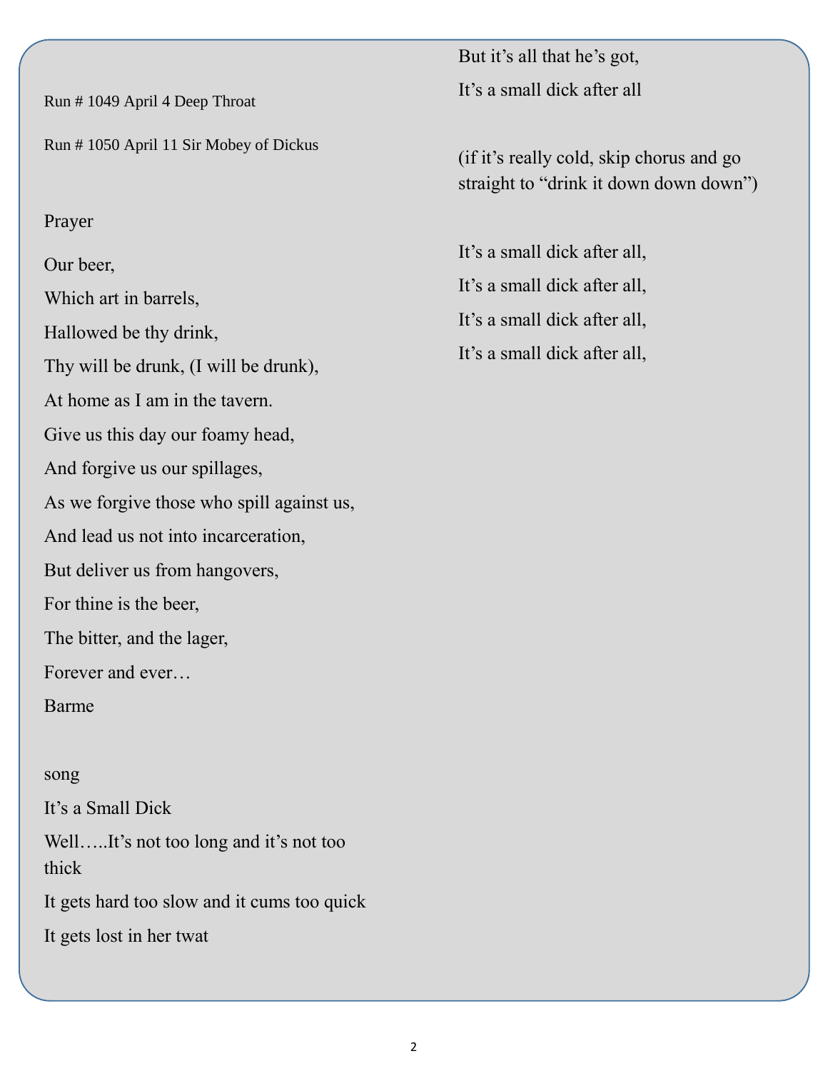Run # 1049 April 4 Deep Throat

Run # 1050 April 11 Sir Mobey of Dickus

Prayer

Our beer,

Which art in barrels,

Hallowed be thy drink,

Thy will be drunk, (I will be drunk),

At home as I am in the tavern.

Give us this day our foamy head,

And forgive us our spillages,

As we forgive those who spill against us,

And lead us not into incarceration,

But deliver us from hangovers,

For thine is the beer,

The bitter, and the lager,

Forever and ever…

Barme

song

It's a Small Dick

Well…..It's not too long and it's not too thick

It gets hard too slow and it cums too quick

It gets lost in her twat

But it's all that he's got,

It's a small dick after all

(if it's really cold, skip chorus and go straight to "drink it down down down")

It's a small dick after all,

It's a small dick after all,

It's a small dick after all,

It's a small dick after all,